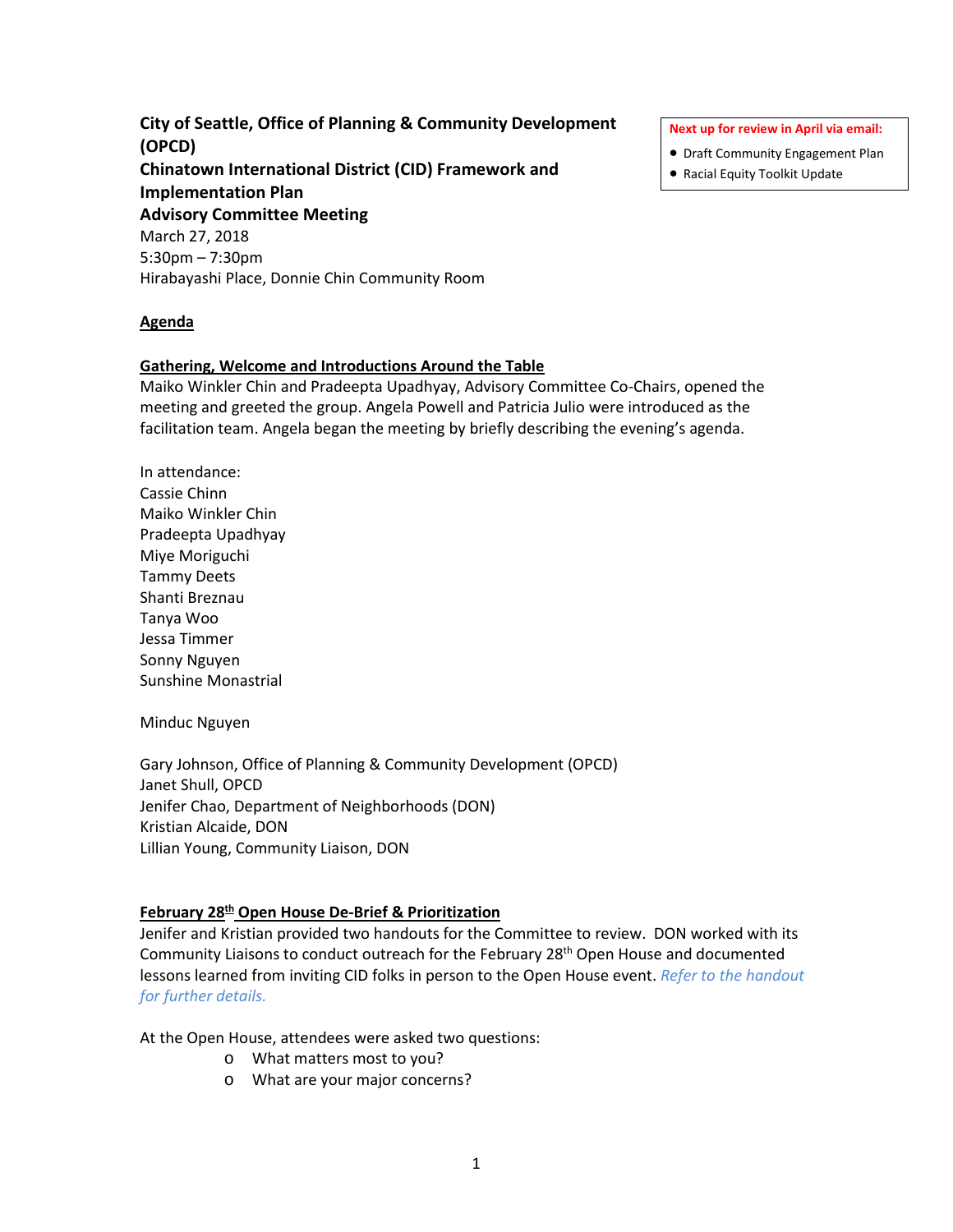**City of Seattle, Office of Planning & Community Development (OPCD)**
**Chinatown International District (CID) Framework and Implementation Plan**
**Advisory Committee Meeting**
March 27, 2018
5:30pm – 7:30pm
Hirabayashi Place, Donnie Chin Community Room

**Next up for review in April via email:**

- Draft Community Engagement Plan
- Racial Equity Toolkit Update

## Agenda

### Gathering, Welcome and Introductions Around the Table

Maiko Winkler Chin and Pradeepta Upadhyay, Advisory Committee Co-Chairs, opened the meeting and greeted the group. Angela Powell and Patricia Julio were introduced as the facilitation team. Angela began the meeting by briefly describing the evening's agenda.

In attendance:
Cassie Chinn
Maiko Winkler Chin
Pradeepta Upadhyay
Miye Moriguchi
Tammy Deets
Shanti Breznau
Tanya Woo
Jessa Timmer
Sonny Nguyen
Sunshine Monastrial

Minduc Nguyen

Gary Johnson, Office of Planning & Community Development (OPCD)
Janet Shull, OPCD
Jenifer Chao, Department of Neighborhoods (DON)
Kristian Alcaide, DON
Lillian Young, Community Liaison, DON

### February 28th Open House De-Brief & Prioritization

Jenifer and Kristian provided two handouts for the Committee to review. DON worked with its Community Liaisons to conduct outreach for the February 28th Open House and documented lessons learned from inviting CID folks in person to the Open House event. *Refer to the handout for further details.*

At the Open House, attendees were asked two questions:

- What matters most to you?
- What are your major concerns?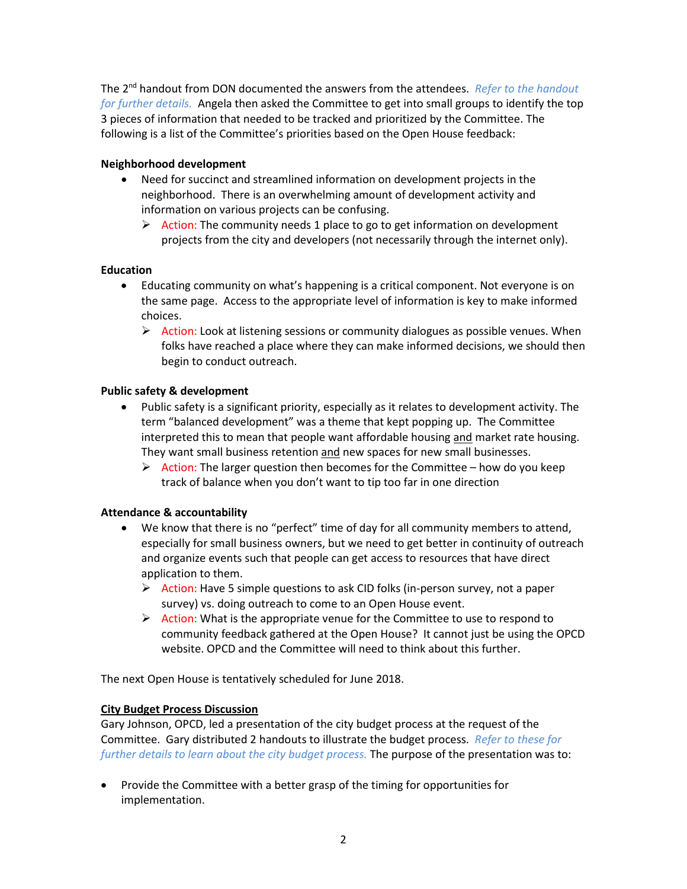The 2nd handout from DON documented the answers from the attendees. *Refer to the handout for further details.* Angela then asked the Committee to get into small groups to identify the top 3 pieces of information that needed to be tracked and prioritized by the Committee. The following is a list of the Committee's priorities based on the Open House feedback:

**Neighborhood development**

- Need for succinct and streamlined information on development projects in the neighborhood. There is an overwhelming amount of development activity and information on various projects can be confusing.
  - Action: The community needs 1 place to go to get information on development projects from the city and developers (not necessarily through the internet only).

**Education**

- Educating community on what's happening is a critical component. Not everyone is on the same page. Access to the appropriate level of information is key to make informed choices.
  - Action: Look at listening sessions or community dialogues as possible venues. When folks have reached a place where they can make informed decisions, we should then begin to conduct outreach.

**Public safety & development**

- Public safety is a significant priority, especially as it relates to development activity. The term "balanced development" was a theme that kept popping up. The Committee interpreted this to mean that people want affordable housing <u>and</u> market rate housing. They want small business retention <u>and</u> new spaces for new small businesses.
  - Action: The larger question then becomes for the Committee – how do you keep track of balance when you don't want to tip too far in one direction

**Attendance & accountability**

- We know that there is no "perfect" time of day for all community members to attend, especially for small business owners, but we need to get better in continuity of outreach and organize events such that people can get access to resources that have direct application to them.
  - Action: Have 5 simple questions to ask CID folks (in-person survey, not a paper survey) vs. doing outreach to come to an Open House event.
  - Action: What is the appropriate venue for the Committee to use to respond to community feedback gathered at the Open House? It cannot just be using the OPCD website. OPCD and the Committee will need to think about this further.

The next Open House is tentatively scheduled for June 2018.

**<u>City Budget Process Discussion</u>**

Gary Johnson, OPCD, led a presentation of the city budget process at the request of the Committee. Gary distributed 2 handouts to illustrate the budget process. *Refer to these for further details to learn about the city budget process.* The purpose of the presentation was to:

- Provide the Committee with a better grasp of the timing for opportunities for implementation.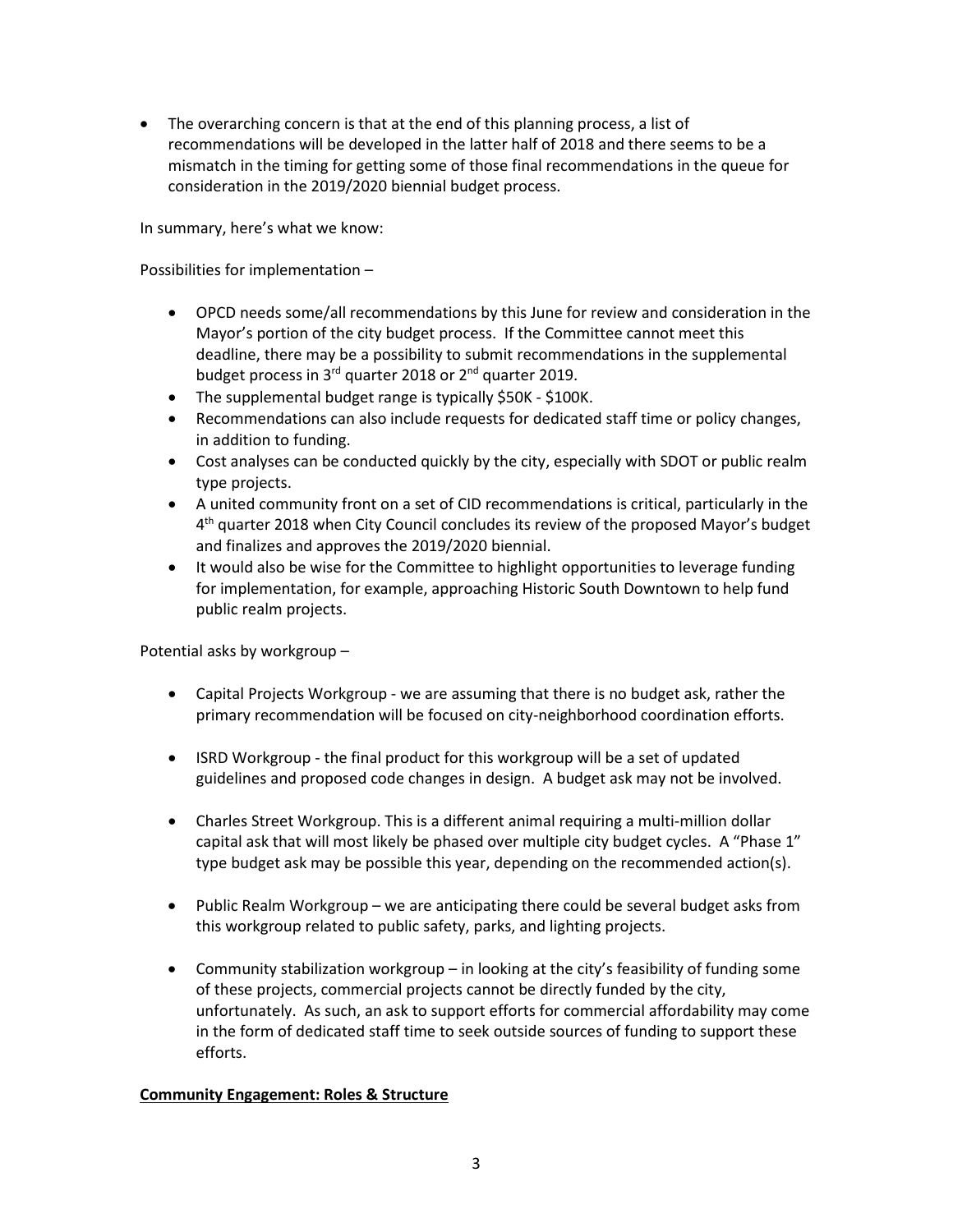- The overarching concern is that at the end of this planning process, a list of recommendations will be developed in the latter half of 2018 and there seems to be a mismatch in the timing for getting some of those final recommendations in the queue for consideration in the 2019/2020 biennial budget process.

In summary, here's what we know:

Possibilities for implementation –

- OPCD needs some/all recommendations by this June for review and consideration in the Mayor's portion of the city budget process. If the Committee cannot meet this deadline, there may be a possibility to submit recommendations in the supplemental budget process in 3rd quarter 2018 or 2nd quarter 2019.
- The supplemental budget range is typically \$50K - \$100K.
- Recommendations can also include requests for dedicated staff time or policy changes, in addition to funding.
- Cost analyses can be conducted quickly by the city, especially with SDOT or public realm type projects.
- A united community front on a set of CID recommendations is critical, particularly in the 4th quarter 2018 when City Council concludes its review of the proposed Mayor's budget and finalizes and approves the 2019/2020 biennial.
- It would also be wise for the Committee to highlight opportunities to leverage funding for implementation, for example, approaching Historic South Downtown to help fund public realm projects.

Potential asks by workgroup –

- Capital Projects Workgroup - we are assuming that there is no budget ask, rather the primary recommendation will be focused on city-neighborhood coordination efforts.
- ISRD Workgroup - the final product for this workgroup will be a set of updated guidelines and proposed code changes in design. A budget ask may not be involved.
- Charles Street Workgroup. This is a different animal requiring a multi-million dollar capital ask that will most likely be phased over multiple city budget cycles. A "Phase 1" type budget ask may be possible this year, depending on the recommended action(s).
- Public Realm Workgroup – we are anticipating there could be several budget asks from this workgroup related to public safety, parks, and lighting projects.
- Community stabilization workgroup – in looking at the city's feasibility of funding some of these projects, commercial projects cannot be directly funded by the city, unfortunately. As such, an ask to support efforts for commercial affordability may come in the form of dedicated staff time to seek outside sources of funding to support these efforts.

**Community Engagement: Roles & Structure**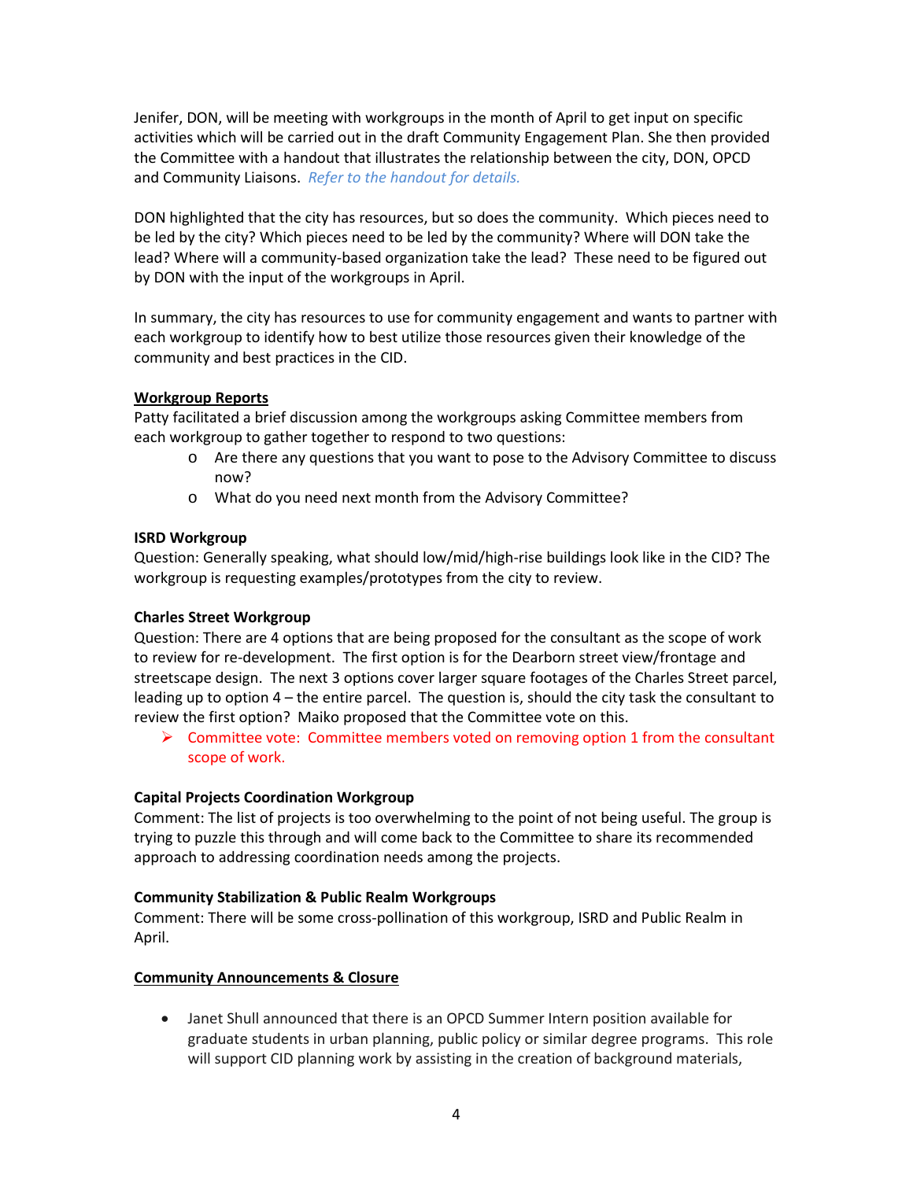Jenifer, DON, will be meeting with workgroups in the month of April to get input on specific activities which will be carried out in the draft Community Engagement Plan. She then provided the Committee with a handout that illustrates the relationship between the city, DON, OPCD and Community Liaisons. *Refer to the handout for details.*

DON highlighted that the city has resources, but so does the community. Which pieces need to be led by the city? Which pieces need to be led by the community? Where will DON take the lead? Where will a community-based organization take the lead? These need to be figured out by DON with the input of the workgroups in April.

In summary, the city has resources to use for community engagement and wants to partner with each workgroup to identify how to best utilize those resources given their knowledge of the community and best practices in the CID.

**<u>Workgroup Reports</u>**

Patty facilitated a brief discussion among the workgroups asking Committee members from each workgroup to gather together to respond to two questions:

- Are there any questions that you want to pose to the Advisory Committee to discuss now?
- What do you need next month from the Advisory Committee?

**ISRD Workgroup**

Question: Generally speaking, what should low/mid/high-rise buildings look like in the CID? The workgroup is requesting examples/prototypes from the city to review.

**Charles Street Workgroup**

Question: There are 4 options that are being proposed for the consultant as the scope of work to review for re-development. The first option is for the Dearborn street view/frontage and streetscape design. The next 3 options cover larger square footages of the Charles Street parcel, leading up to option 4 – the entire parcel. The question is, should the city task the consultant to review the first option? Maiko proposed that the Committee vote on this.

- Committee vote: Committee members voted on removing option 1 from the consultant scope of work.

**Capital Projects Coordination Workgroup**

Comment: The list of projects is too overwhelming to the point of not being useful. The group is trying to puzzle this through and will come back to the Committee to share its recommended approach to addressing coordination needs among the projects.

**Community Stabilization & Public Realm Workgroups**

Comment: There will be some cross-pollination of this workgroup, ISRD and Public Realm in April.

**<u>Community Announcements & Closure</u>**

- Janet Shull announced that there is an OPCD Summer Intern position available for graduate students in urban planning, public policy or similar degree programs. This role will support CID planning work by assisting in the creation of background materials,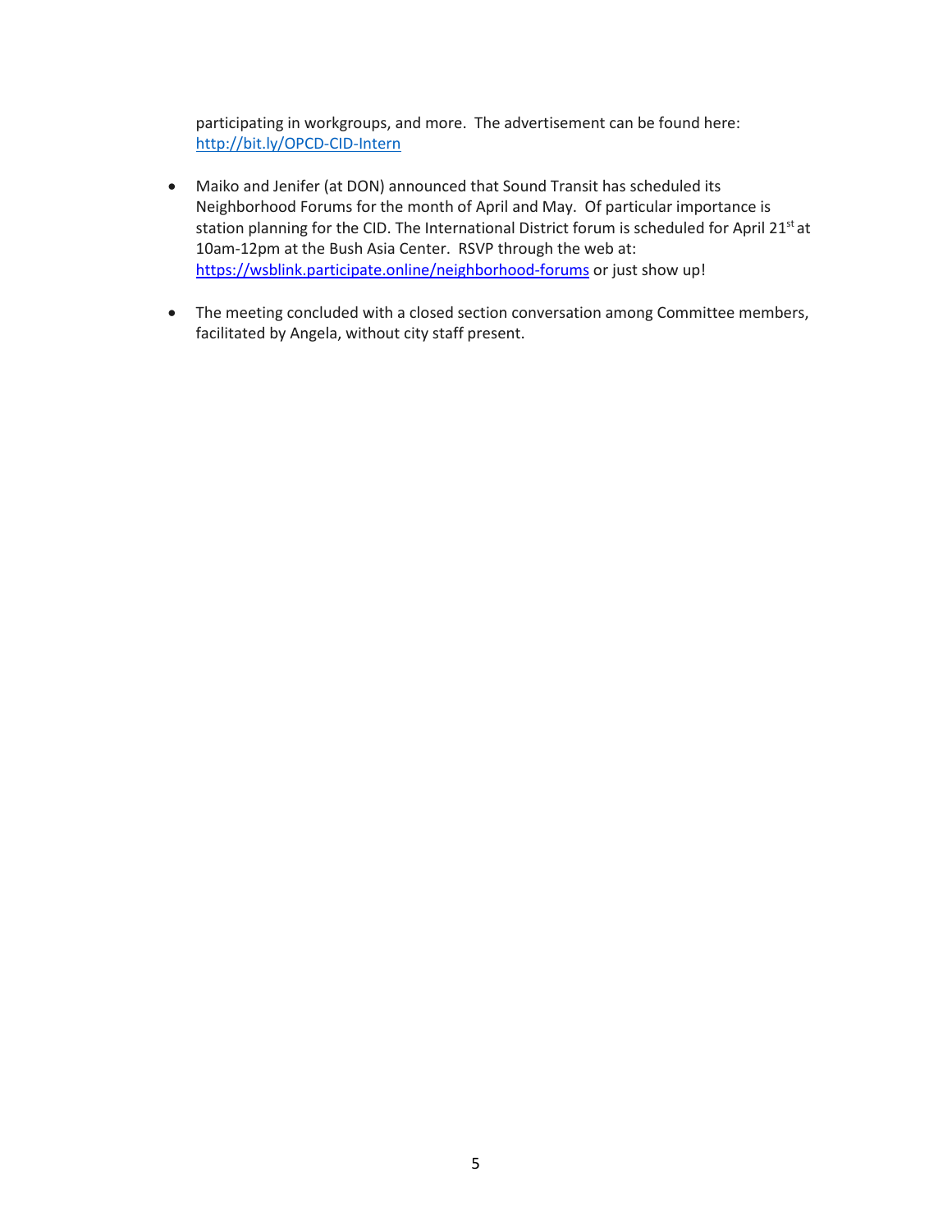participating in workgroups, and more.  The advertisement can be found here: [http://bit.ly/OPCD-CID-Intern](http://bit.ly/OPCD-CID-Intern)

- Maiko and Jenifer (at DON) announced that Sound Transit has scheduled its Neighborhood Forums for the month of April and May.  Of particular importance is station planning for the CID. The International District forum is scheduled for April 21st at 10am-12pm at the Bush Asia Center.  RSVP through the web at: [https://wsblink.participate.online/neighborhood-forums](https://wsblink.participate.online/neighborhood-forums) or just show up!

- The meeting concluded with a closed section conversation among Committee members, facilitated by Angela, without city staff present.